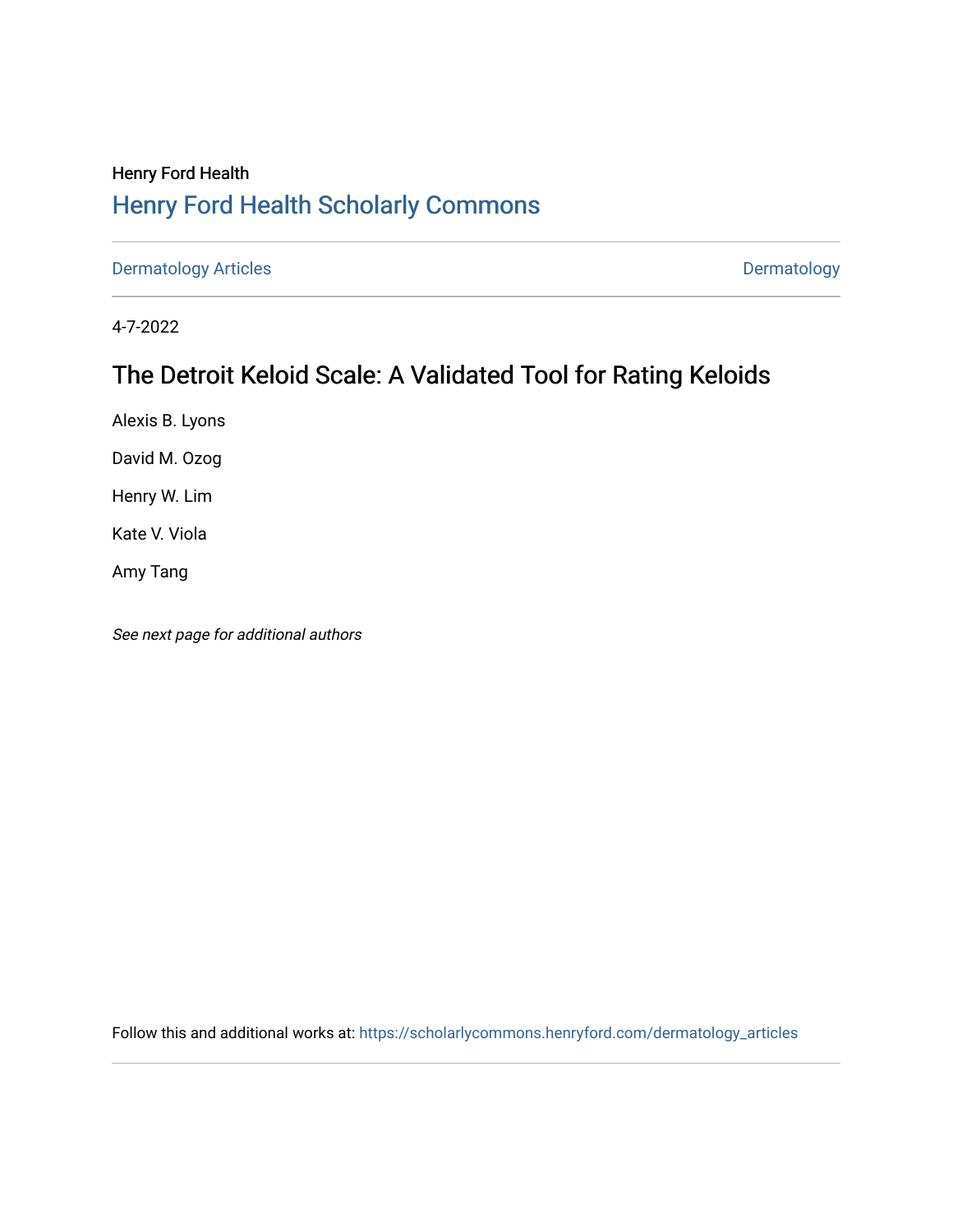Henry Ford Health

## Henry Ford Health Scholarly Commons

Dermatology Articles | Dermatology

4-7-2022

# The Detroit Keloid Scale: A Validated Tool for Rating Keloids

Alexis B. Lyons

David M. Ozog

Henry W. Lim

Kate V. Viola

Amy Tang

*See next page for additional authors*

Follow this and additional works at: https://scholarlycommons.henryford.com/dermatology_articles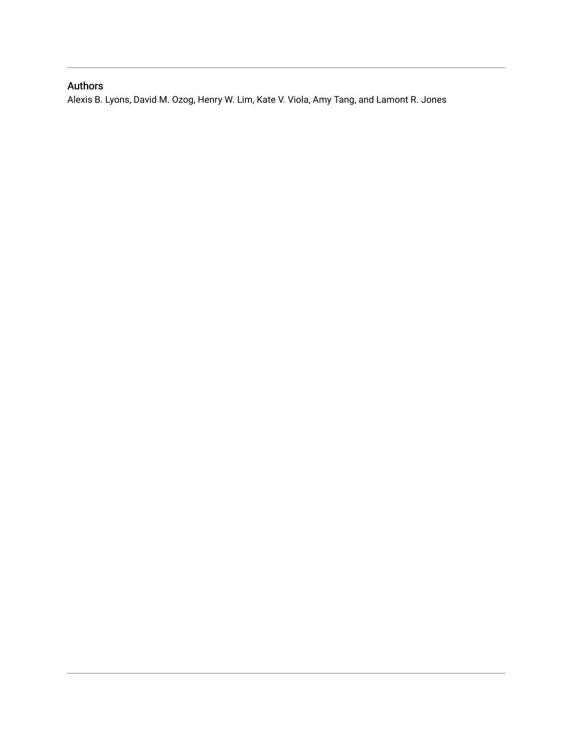## Authors

Alexis B. Lyons, David M. Ozog, Henry W. Lim, Kate V. Viola, Amy Tang, and Lamont R. Jones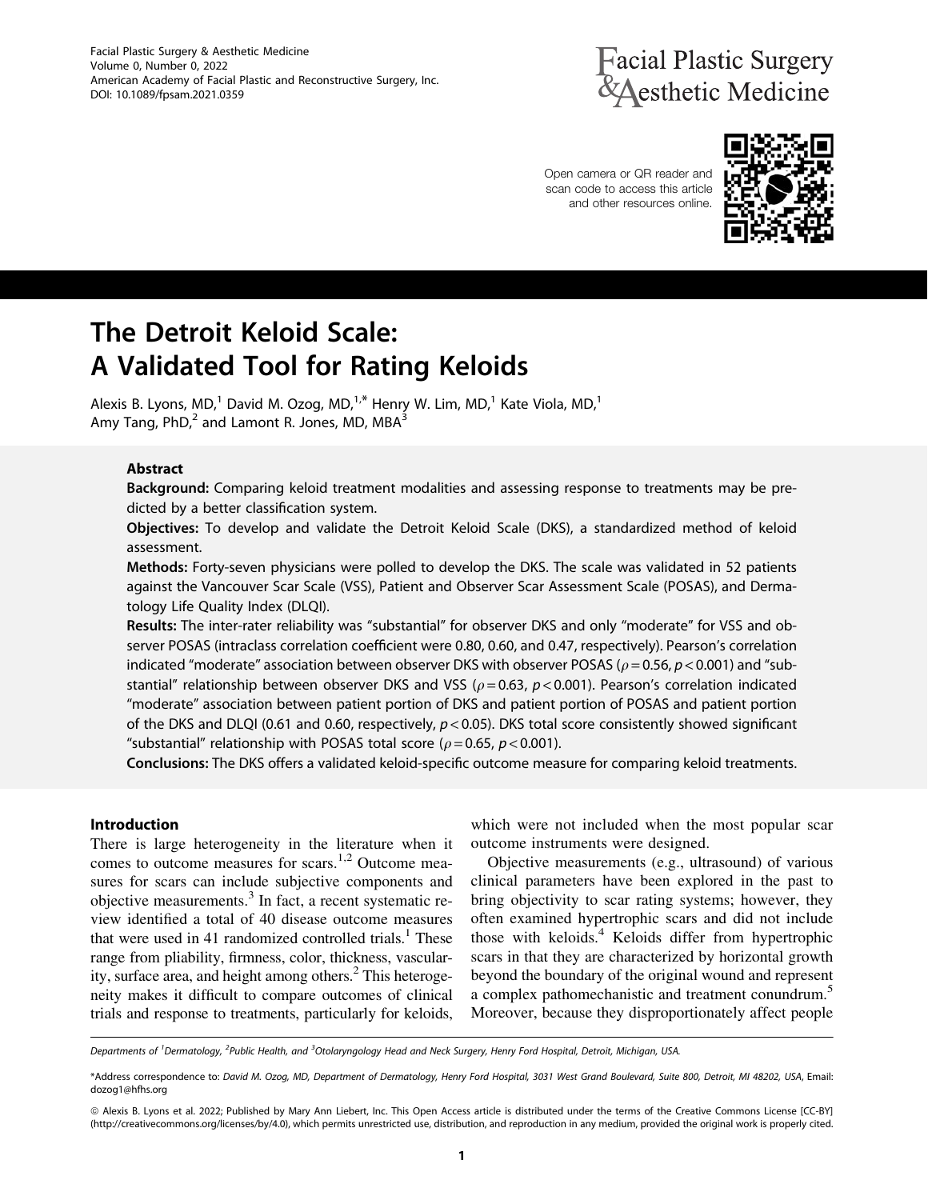# The Detroit Keloid Scale: A Validated Tool for Rating Keloids

Alexis B. Lyons, MD,[1] David M. Ozog, MD,[1,*] Henry W. Lim, MD,[1] Kate Viola, MD,[1] Amy Tang, PhD,[2] and Lamont R. Jones, MD, MBA[3]

## Abstract

**Background:** Comparing keloid treatment modalities and assessing response to treatments may be predicted by a better classification system.

**Objectives:** To develop and validate the Detroit Keloid Scale (DKS), a standardized method of keloid assessment.

**Methods:** Forty-seven physicians were polled to develop the DKS. The scale was validated in 52 patients against the Vancouver Scar Scale (VSS), Patient and Observer Scar Assessment Scale (POSAS), and Dermatology Life Quality Index (DLQI).

**Results:** The inter-rater reliability was "substantial" for observer DKS and only "moderate" for VSS and observer POSAS (intraclass correlation coefficient were 0.80, 0.60, and 0.47, respectively). Pearson's correlation indicated "moderate" association between observer DKS with observer POSAS ($\rho = 0.56$, $p < 0.001$) and "substantial" relationship between observer DKS and VSS ($\rho = 0.63$, $p < 0.001$). Pearson's correlation indicated "moderate" association between patient portion of DKS and patient portion of POSAS and patient portion of the DKS and DLQI (0.61 and 0.60, respectively, $p < 0.05$). DKS total score consistently showed significant "substantial" relationship with POSAS total score ($\rho = 0.65$, $p < 0.001$).

**Conclusions:** The DKS offers a validated keloid-specific outcome measure for comparing keloid treatments.

## Introduction

There is large heterogeneity in the literature when it comes to outcome measures for scars.[1,2] Outcome measures for scars can include subjective components and objective measurements.[3] In fact, a recent systematic review identified a total of 40 disease outcome measures that were used in 41 randomized controlled trials.[1] These range from pliability, firmness, color, thickness, vascularity, surface area, and height among others.[2] This heterogeneity makes it difficult to compare outcomes of clinical trials and response to treatments, particularly for keloids, which were not included when the most popular scar outcome instruments were designed.

Objective measurements (e.g., ultrasound) of various clinical parameters have been explored in the past to bring objectivity to scar rating systems; however, they often examined hypertrophic scars and did not include those with keloids.[4] Keloids differ from hypertrophic scars in that they are characterized by horizontal growth beyond the boundary of the original wound and represent a complex pathomechanistic and treatment conundrum.[5] Moreover, because they disproportionately affect people

---

*Departments of [1]Dermatology, [2]Public Health, and [3]Otolaryngology Head and Neck Surgery, Henry Ford Hospital, Detroit, Michigan, USA.*

*Address correspondence to: *David M. Ozog, MD, Department of Dermatology, Henry Ford Hospital, 3031 West Grand Boulevard, Suite 800, Detroit, MI 48202, USA*, Email: dozog1@hfhs.org

© Alexis B. Lyons et al. 2022; Published by Mary Ann Liebert, Inc. This Open Access article is distributed under the terms of the Creative Commons License [CC-BY] (http://creativecommons.org/licenses/by/4.0), which permits unrestricted use, distribution, and reproduction in any medium, provided the original work is properly cited.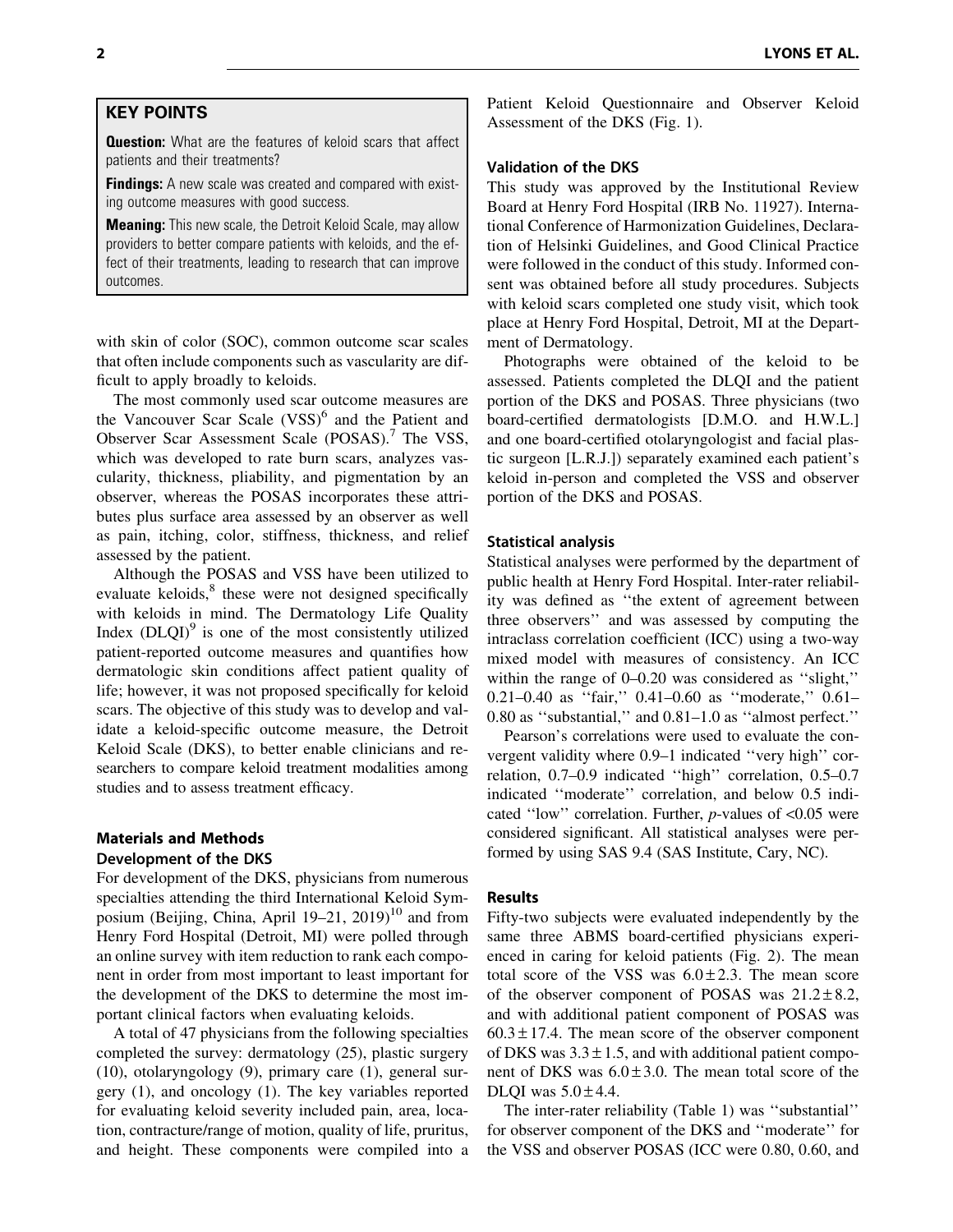## KEY POINTS

**Question:** What are the features of keloid scars that affect patients and their treatments?

**Findings:** A new scale was created and compared with existing outcome measures with good success.

**Meaning:** This new scale, the Detroit Keloid Scale, may allow providers to better compare patients with keloids, and the effect of their treatments, leading to research that can improve outcomes.

with skin of color (SOC), common outcome scar scales that often include components such as vascularity are difficult to apply broadly to keloids.

The most commonly used scar outcome measures are the Vancouver Scar Scale (VSS)[6] and the Patient and Observer Scar Assessment Scale (POSAS).[7] The VSS, which was developed to rate burn scars, analyzes vascularity, thickness, pliability, and pigmentation by an observer, whereas the POSAS incorporates these attributes plus surface area assessed by an observer as well as pain, itching, color, stiffness, thickness, and relief assessed by the patient.

Although the POSAS and VSS have been utilized to evaluate keloids,[8] these were not designed specifically with keloids in mind. The Dermatology Life Quality Index (DLQI)[9] is one of the most consistently utilized patient-reported outcome measures and quantifies how dermatologic skin conditions affect patient quality of life; however, it was not proposed specifically for keloid scars. The objective of this study was to develop and validate a keloid-specific outcome measure, the Detroit Keloid Scale (DKS), to better enable clinicians and researchers to compare keloid treatment modalities among studies and to assess treatment efficacy.

## Materials and Methods

### Development of the DKS

For development of the DKS, physicians from numerous specialties attending the third International Keloid Symposium (Beijing, China, April 19–21, 2019)[10] and from Henry Ford Hospital (Detroit, MI) were polled through an online survey with item reduction to rank each component in order from most important to least important for the development of the DKS to determine the most important clinical factors when evaluating keloids.

A total of 47 physicians from the following specialties completed the survey: dermatology (25), plastic surgery (10), otolaryngology (9), primary care (1), general surgery (1), and oncology (1). The key variables reported for evaluating keloid severity included pain, area, location, contracture/range of motion, quality of life, pruritus, and height. These components were compiled into a Patient Keloid Questionnaire and Observer Keloid Assessment of the DKS (Fig. 1).

### Validation of the DKS

This study was approved by the Institutional Review Board at Henry Ford Hospital (IRB No. 11927). International Conference of Harmonization Guidelines, Declaration of Helsinki Guidelines, and Good Clinical Practice were followed in the conduct of this study. Informed consent was obtained before all study procedures. Subjects with keloid scars completed one study visit, which took place at Henry Ford Hospital, Detroit, MI at the Department of Dermatology.

Photographs were obtained of the keloid to be assessed. Patients completed the DLQI and the patient portion of the DKS and POSAS. Three physicians (two board-certified dermatologists [D.M.O. and H.W.L.] and one board-certified otolaryngologist and facial plastic surgeon [L.R.J.]) separately examined each patient's keloid in-person and completed the VSS and observer portion of the DKS and POSAS.

### Statistical analysis

Statistical analyses were performed by the department of public health at Henry Ford Hospital. Inter-rater reliability was defined as ''the extent of agreement between three observers'' and was assessed by computing the intraclass correlation coefficient (ICC) using a two-way mixed model with measures of consistency. An ICC within the range of 0–0.20 was considered as ''slight,'' 0.21–0.40 as ''fair,'' 0.41–0.60 as ''moderate,'' 0.61–0.80 as ''substantial,'' and 0.81–1.0 as ''almost perfect.''

Pearson's correlations were used to evaluate the convergent validity where 0.9–1 indicated ''very high'' correlation, 0.7–0.9 indicated ''high'' correlation, 0.5–0.7 indicated ''moderate'' correlation, and below 0.5 indicated ''low'' correlation. Further, $p$-values of $<0.05$ were considered significant. All statistical analyses were performed by using SAS 9.4 (SAS Institute, Cary, NC).

## Results

Fifty-two subjects were evaluated independently by the same three ABMS board-certified physicians experienced in caring for keloid patients (Fig. 2). The mean total score of the VSS was $6.0 \pm 2.3$. The mean score of the observer component of POSAS was $21.2 \pm 8.2$, and with additional patient component of POSAS was $60.3 \pm 17.4$. The mean score of the observer component of DKS was $3.3 \pm 1.5$, and with additional patient component of DKS was $6.0 \pm 3.0$. The mean total score of the DLQI was $5.0 \pm 4.4$.

The inter-rater reliability (Table 1) was ''substantial'' for observer component of the DKS and ''moderate'' for the VSS and observer POSAS (ICC were 0.80, 0.60, and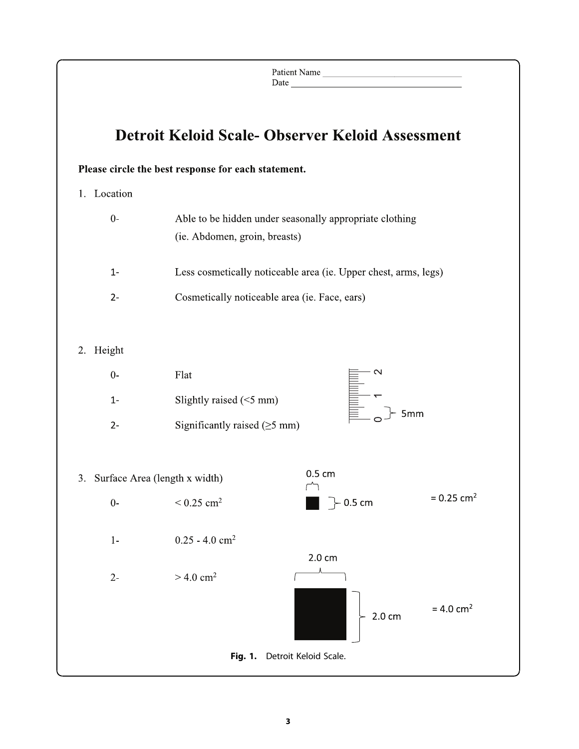Patient Name ___________________________
Date ___________________________________

# Detroit Keloid Scale- Observer Keloid Assessment

**Please circle the best response for each statement.**

1. Location

   0- Able to be hidden under seasonally appropriate clothing (ie. Abdomen, groin, breasts)

   1- Less cosmetically noticeable area (ie. Upper chest, arms, legs)

   2- Cosmetically noticeable area (ie. Face, ears)

2. Height

   0- Flat

   1- Slightly raised (<5 mm)

   2- Significantly raised (≥5 mm)

   (Ruler: 0, 1, 2; 5mm)

3. Surface Area (length x width)

   0- $< 0.25\ cm^2$ (0.5 cm × 0.5 cm $= 0.25\ cm^2$)

   1- $0.25 - 4.0\ cm^2$

   2- $> 4.0\ cm^2$ (2.0 cm × 2.0 cm $= 4.0\ cm^2$)

**Fig. 1.** Detroit Keloid Scale.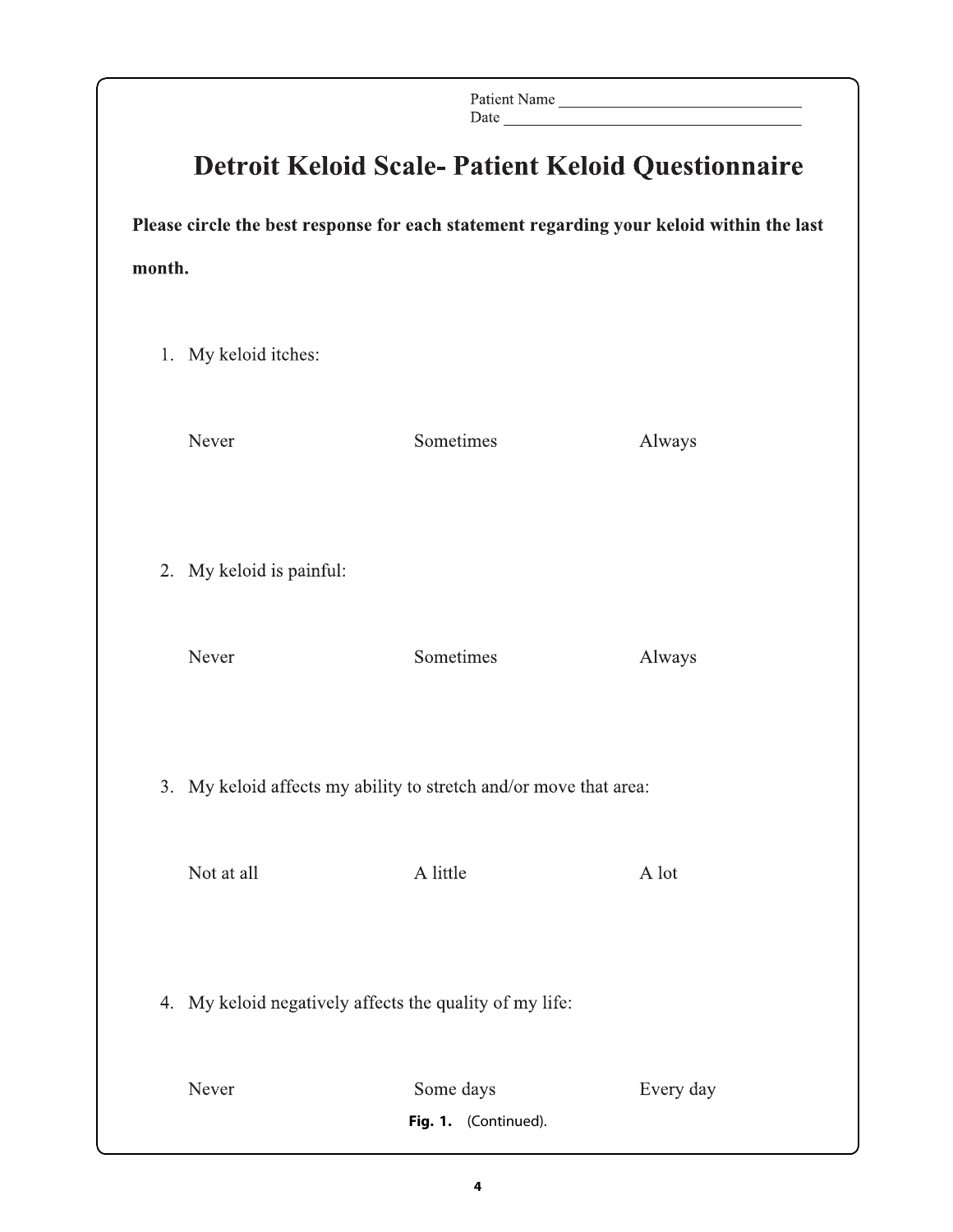Patient Name ______________________________
Date ______________________________

# Detroit Keloid Scale- Patient Keloid Questionnaire

**Please circle the best response for each statement regarding your keloid within the last month.**

1. My keloid itches:

   Never Sometimes Always

2. My keloid is painful:

   Never Sometimes Always

3. My keloid affects my ability to stretch and/or move that area:

   Not at all A little A lot

4. My keloid negatively affects the quality of my life:

   Never Some days Every day

**Fig. 1.** (Continued).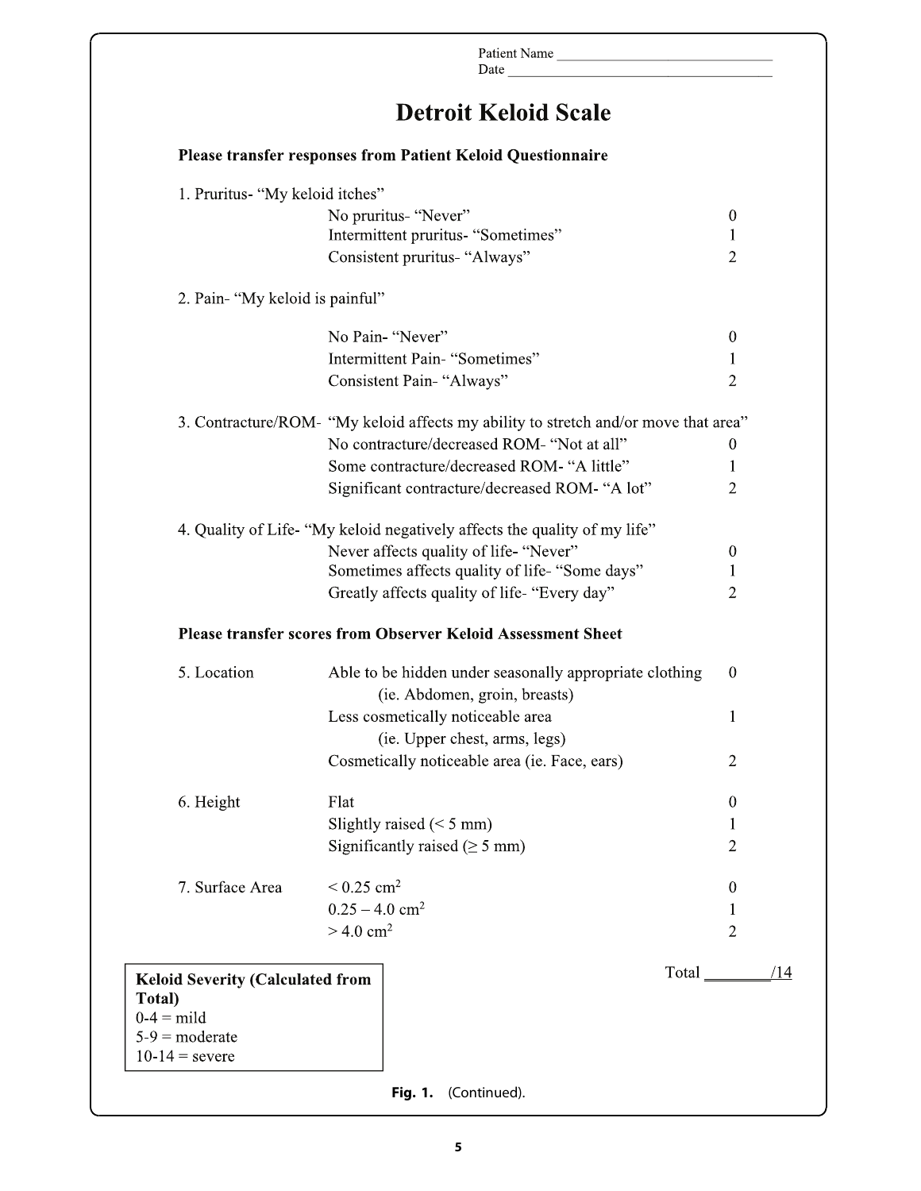Patient Name ______________________________
Date ______________________________

# Detroit Keloid Scale

**Please transfer responses from Patient Keloid Questionnaire**

1. Pruritus- "My keloid itches"

| | | |
|---|---|---|
| | No pruritus- "Never" | 0 |
| | Intermittent pruritus- "Sometimes" | 1 |
| | Consistent pruritus- "Always" | 2 |

2. Pain- "My keloid is painful"

| | | |
|---|---|---|
| | No Pain- "Never" | 0 |
| | Intermittent Pain- "Sometimes" | 1 |
| | Consistent Pain- "Always" | 2 |

3. Contracture/ROM- "My keloid affects my ability to stretch and/or move that area"

| | | |
|---|---|---|
| | No contracture/decreased ROM- "Not at all" | 0 |
| | Some contracture/decreased ROM- "A little" | 1 |
| | Significant contracture/decreased ROM- "A lot" | 2 |

4. Quality of Life- "My keloid negatively affects the quality of my life"

| | | |
|---|---|---|
| | Never affects quality of life- "Never" | 0 |
| | Sometimes affects quality of life- "Some days" | 1 |
| | Greatly affects quality of life- "Every day" | 2 |

**Please transfer scores from Observer Keloid Assessment Sheet**

| | | |
|---|---|---|
| 5. Location | Able to be hidden under seasonally appropriate clothing (ie. Abdomen, groin, breasts) | 0 |
| | Less cosmetically noticeable area (ie. Upper chest, arms, legs) | 1 |
| | Cosmetically noticeable area (ie. Face, ears) | 2 |
| 6. Height | Flat | 0 |
| | Slightly raised (< 5 mm) | 1 |
| | Significantly raised (≥ 5 mm) | 2 |
| 7. Surface Area | < 0.25 cm$^2$ | 0 |
| | 0.25 – 4.0 cm$^2$ | 1 |
| | > 4.0 cm$^2$ | 2 |

Total ________/14

**Keloid Severity (Calculated from Total)**
0-4 = mild
5-9 = moderate
10-14 = severe

**Fig. 1.** (Continued).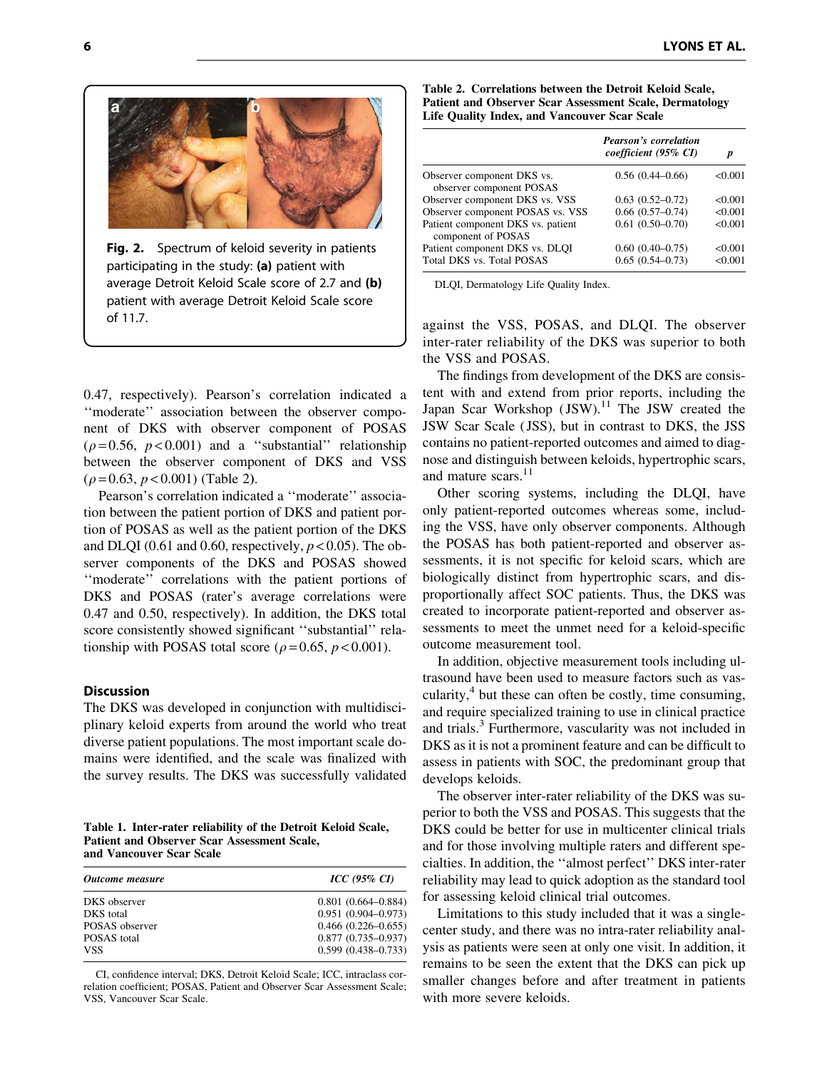Fig. 2. Spectrum of keloid severity in patients participating in the study: **(a)** patient with average Detroit Keloid Scale score of 2.7 and **(b)** patient with average Detroit Keloid Scale score of 11.7.

0.47, respectively). Pearson's correlation indicated a ''moderate'' association between the observer component of DKS with observer component of POSAS ($\rho = 0.56$, $p < 0.001$) and a ''substantial'' relationship between the observer component of DKS and VSS ($\rho = 0.63$, $p < 0.001$) (Table 2).

Pearson's correlation indicated a ''moderate'' association between the patient portion of DKS and patient portion of POSAS as well as the patient portion of the DKS and DLQI (0.61 and 0.60, respectively, $p < 0.05$). The observer components of the DKS and POSAS showed ''moderate'' correlations with the patient portions of DKS and POSAS (rater's average correlations were 0.47 and 0.50, respectively). In addition, the DKS total score consistently showed significant ''substantial'' relationship with POSAS total score ($\rho = 0.65$, $p < 0.001$).

## Discussion

The DKS was developed in conjunction with multidisciplinary keloid experts from around the world who treat diverse patient populations. The most important scale domains were identified, and the scale was finalized with the survey results. The DKS was successfully validated against the VSS, POSAS, and DLQI. The observer inter-rater reliability of the DKS was superior to both the VSS and POSAS.

**Table 1. Inter-rater reliability of the Detroit Keloid Scale, Patient and Observer Scar Assessment Scale, and Vancouver Scar Scale**

| *Outcome measure* | *ICC (95% CI)* |
|---|---|
| DKS observer | 0.801 (0.664–0.884) |
| DKS total | 0.951 (0.904–0.973) |
| POSAS observer | 0.466 (0.226–0.655) |
| POSAS total | 0.877 (0.735–0.937) |
| VSS | 0.599 (0.438–0.733) |

CI, confidence interval; DKS, Detroit Keloid Scale; ICC, intraclass correlation coefficient; POSAS, Patient and Observer Scar Assessment Scale; VSS, Vancouver Scar Scale.

**Table 2. Correlations between the Detroit Keloid Scale, Patient and Observer Scar Assessment Scale, Dermatology Life Quality Index, and Vancouver Scar Scale**

| | *Pearson's correlation coefficient (95% CI)* | *p* |
|---|---|---|
| Observer component DKS vs. observer component POSAS | 0.56 (0.44–0.66) | <0.001 |
| Observer component DKS vs. VSS | 0.63 (0.52–0.72) | <0.001 |
| Observer component POSAS vs. VSS | 0.66 (0.57–0.74) | <0.001 |
| Patient component DKS vs. patient component of POSAS | 0.61 (0.50–0.70) | <0.001 |
| Patient component DKS vs. DLQI | 0.60 (0.40–0.75) | <0.001 |
| Total DKS vs. Total POSAS | 0.65 (0.54–0.73) | <0.001 |

DLQI, Dermatology Life Quality Index.

The findings from development of the DKS are consistent with and extend from prior reports, including the Japan Scar Workshop (JSW).[11] The JSW created the JSW Scar Scale (JSS), but in contrast to DKS, the JSS contains no patient-reported outcomes and aimed to diagnose and distinguish between keloids, hypertrophic scars, and mature scars.[11]

Other scoring systems, including the DLQI, have only patient-reported outcomes whereas some, including the VSS, have only observer components. Although the POSAS has both patient-reported and observer assessments, it is not specific for keloid scars, which are biologically distinct from hypertrophic scars, and disproportionally affect SOC patients. Thus, the DKS was created to incorporate patient-reported and observer assessments to meet the unmet need for a keloid-specific outcome measurement tool.

In addition, objective measurement tools including ultrasound have been used to measure factors such as vascularity,[4] but these can often be costly, time consuming, and require specialized training to use in clinical practice and trials.[3] Furthermore, vascularity was not included in DKS as it is not a prominent feature and can be difficult to assess in patients with SOC, the predominant group that develops keloids.

The observer inter-rater reliability of the DKS was superior to both the VSS and POSAS. This suggests that the DKS could be better for use in multicenter clinical trials and for those involving multiple raters and different specialties. In addition, the ''almost perfect'' DKS inter-rater reliability may lead to quick adoption as the standard tool for assessing keloid clinical trial outcomes.

Limitations to this study included that it was a single-center study, and there was no intra-rater reliability analysis as patients were seen at only one visit. In addition, it remains to be seen the extent that the DKS can pick up smaller changes before and after treatment in patients with more severe keloids.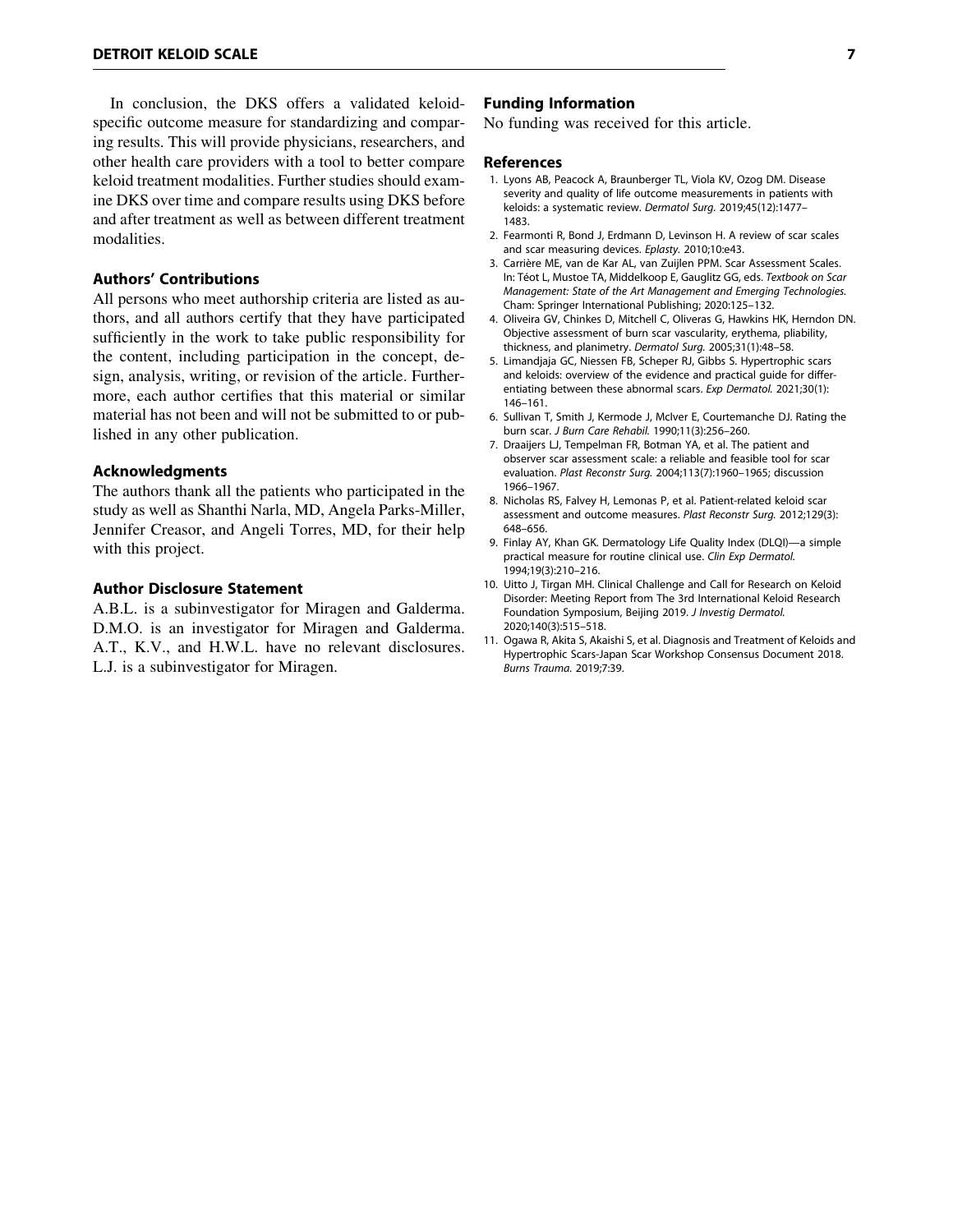In conclusion, the DKS offers a validated keloid-specific outcome measure for standardizing and comparing results. This will provide physicians, researchers, and other health care providers with a tool to better compare keloid treatment modalities. Further studies should examine DKS over time and compare results using DKS before and after treatment as well as between different treatment modalities.

### Authors' Contributions

All persons who meet authorship criteria are listed as authors, and all authors certify that they have participated sufficiently in the work to take public responsibility for the content, including participation in the concept, design, analysis, writing, or revision of the article. Furthermore, each author certifies that this material or similar material has not been and will not be submitted to or published in any other publication.

### Acknowledgments

The authors thank all the patients who participated in the study as well as Shanthi Narla, MD, Angela Parks-Miller, Jennifer Creasor, and Angeli Torres, MD, for their help with this project.

### Author Disclosure Statement

A.B.L. is a subinvestigator for Miragen and Galderma. D.M.O. is an investigator for Miragen and Galderma. A.T., K.V., and H.W.L. have no relevant disclosures. L.J. is a subinvestigator for Miragen.

### Funding Information

No funding was received for this article.

### References

1. Lyons AB, Peacock A, Braunberger TL, Viola KV, Ozog DM. Disease severity and quality of life outcome measurements in patients with keloids: a systematic review. *Dermatol Surg.* 2019;45(12):1477–1483.
2. Fearmonti R, Bond J, Erdmann D, Levinson H. A review of scar scales and scar measuring devices. *Eplasty.* 2010;10:e43.
3. Carrière ME, van de Kar AL, van Zuijlen PPM. Scar Assessment Scales. In: Téot L, Mustoe TA, Middelkoop E, Gauglitz GG, eds. *Textbook on Scar Management: State of the Art Management and Emerging Technologies.* Cham: Springer International Publishing; 2020:125–132.
4. Oliveira GV, Chinkes D, Mitchell C, Oliveras G, Hawkins HK, Herndon DN. Objective assessment of burn scar vascularity, erythema, pliability, thickness, and planimetry. *Dermatol Surg.* 2005;31(1):48–58.
5. Limandjaja GC, Niessen FB, Scheper RJ, Gibbs S. Hypertrophic scars and keloids: overview of the evidence and practical guide for differentiating between these abnormal scars. *Exp Dermatol.* 2021;30(1): 146–161.
6. Sullivan T, Smith J, Kermode J, McIver E, Courtemanche DJ. Rating the burn scar. *J Burn Care Rehabil.* 1990;11(3):256–260.
7. Draaijers LJ, Tempelman FR, Botman YA, et al. The patient and observer scar assessment scale: a reliable and feasible tool for scar evaluation. *Plast Reconstr Surg.* 2004;113(7):1960–1965; discussion 1966–1967.
8. Nicholas RS, Falvey H, Lemonas P, et al. Patient-related keloid scar assessment and outcome measures. *Plast Reconstr Surg.* 2012;129(3): 648–656.
9. Finlay AY, Khan GK. Dermatology Life Quality Index (DLQI)—a simple practical measure for routine clinical use. *Clin Exp Dermatol.* 1994;19(3):210–216.
10. Uitto J, Tirgan MH. Clinical Challenge and Call for Research on Keloid Disorder: Meeting Report from The 3rd International Keloid Research Foundation Symposium, Beijing 2019. *J Investig Dermatol.* 2020;140(3):515–518.
11. Ogawa R, Akita S, Akaishi S, et al. Diagnosis and Treatment of Keloids and Hypertrophic Scars-Japan Scar Workshop Consensus Document 2018. *Burns Trauma.* 2019;7:39.